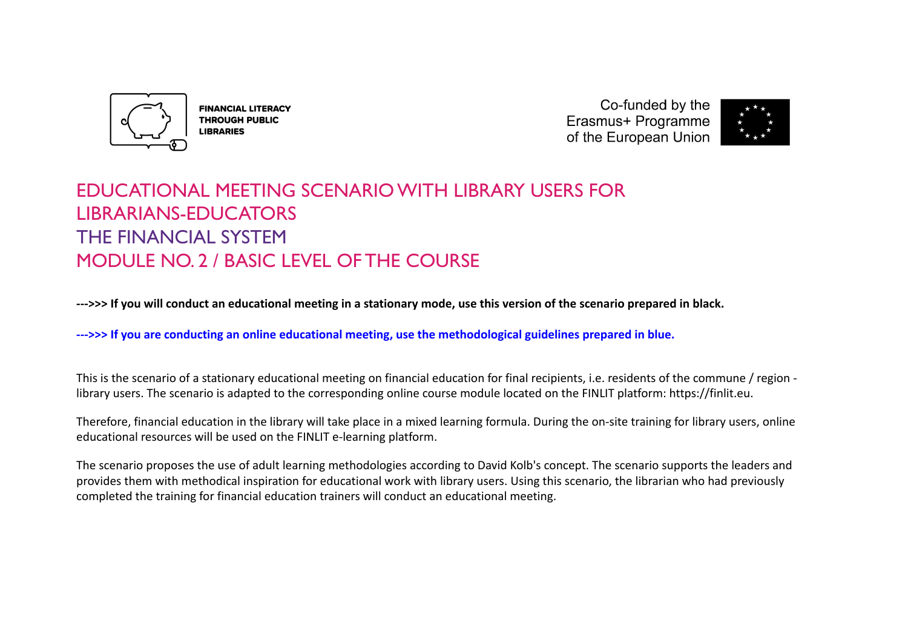FINANCIAL LITERACY THROUGH PUBLIC LIBRARIES

Co-funded by the Erasmus+ Programme of the European Union

# EDUCATIONAL MEETING SCENARIO WITH LIBRARY USERS FOR LIBRARIANS-EDUCATORS

# THE FINANCIAL SYSTEM

# MODULE NO. 2 / BASIC LEVEL OF THE COURSE

**--->>> If you will conduct an educational meeting in a stationary mode, use this version of the scenario prepared in black.**

**--->>> If you are conducting an online educational meeting, use the methodological guidelines prepared in blue.**

This is the scenario of a stationary educational meeting on financial education for final recipients, i.e. residents of the commune / region - library users. The scenario is adapted to the corresponding online course module located on the FINLIT platform: https://finlit.eu.

Therefore, financial education in the library will take place in a mixed learning formula. During the on-site training for library users, online educational resources will be used on the FINLIT e-learning platform.

The scenario proposes the use of adult learning methodologies according to David Kolb's concept. The scenario supports the leaders and provides them with methodical inspiration for educational work with library users. Using this scenario, the librarian who had previously completed the training for financial education trainers will conduct an educational meeting.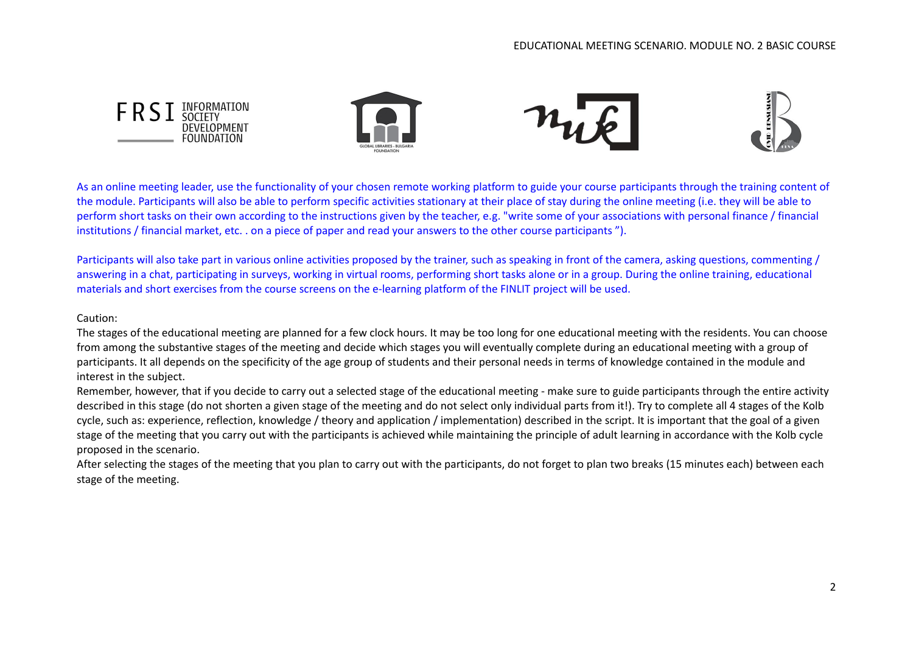As an online meeting leader, use the functionality of your chosen remote working platform to guide your course participants through the training content of the module. Participants will also be able to perform specific activities stationary at their place of stay during the online meeting (i.e. they will be able to perform short tasks on their own according to the instructions given by the teacher, e.g. "write some of your associations with personal finance / financial institutions / financial market, etc. . on a piece of paper and read your answers to the other course participants ").

Participants will also take part in various online activities proposed by the trainer, such as speaking in front of the camera, asking questions, commenting / answering in a chat, participating in surveys, working in virtual rooms, performing short tasks alone or in a group. During the online training, educational materials and short exercises from the course screens on the e-learning platform of the FINLIT project will be used.

Caution:

The stages of the educational meeting are planned for a few clock hours. It may be too long for one educational meeting with the residents. You can choose from among the substantive stages of the meeting and decide which stages you will eventually complete during an educational meeting with a group of participants. It all depends on the specificity of the age group of students and their personal needs in terms of knowledge contained in the module and interest in the subject.

Remember, however, that if you decide to carry out a selected stage of the educational meeting - make sure to guide participants through the entire activity described in this stage (do not shorten a given stage of the meeting and do not select only individual parts from it!). Try to complete all 4 stages of the Kolb cycle, such as: experience, reflection, knowledge / theory and application / implementation) described in the script. It is important that the goal of a given stage of the meeting that you carry out with the participants is achieved while maintaining the principle of adult learning in accordance with the Kolb cycle proposed in the scenario.

After selecting the stages of the meeting that you plan to carry out with the participants, do not forget to plan two breaks (15 minutes each) between each stage of the meeting.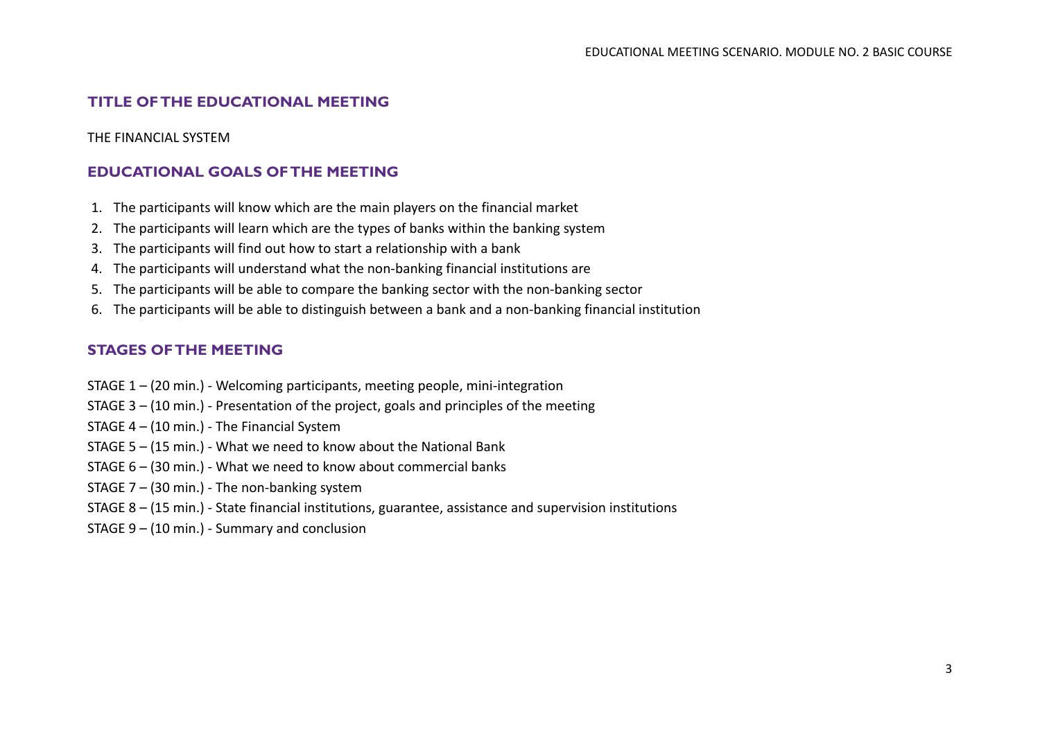## TITLE OF THE EDUCATIONAL MEETING

THE FINANCIAL SYSTEM

## EDUCATIONAL GOALS OF THE MEETING

1. The participants will know which are the main players on the financial market
2. The participants will learn which are the types of banks within the banking system
3. The participants will find out how to start a relationship with a bank
4. The participants will understand what the non-banking financial institutions are
5. The participants will be able to compare the banking sector with the non-banking sector
6. The participants will be able to distinguish between a bank and a non-banking financial institution

## STAGES OF THE MEETING

STAGE 1 – (20 min.) - Welcoming participants, meeting people, mini-integration

STAGE 3 – (10 min.) - Presentation of the project, goals and principles of the meeting

STAGE 4 – (10 min.) - The Financial System

STAGE 5 – (15 min.) - What we need to know about the National Bank

STAGE 6 – (30 min.) - What we need to know about commercial banks

STAGE 7 – (30 min.) - The non-banking system

STAGE 8 – (15 min.) - State financial institutions, guarantee, assistance and supervision institutions

STAGE 9 – (10 min.) - Summary and conclusion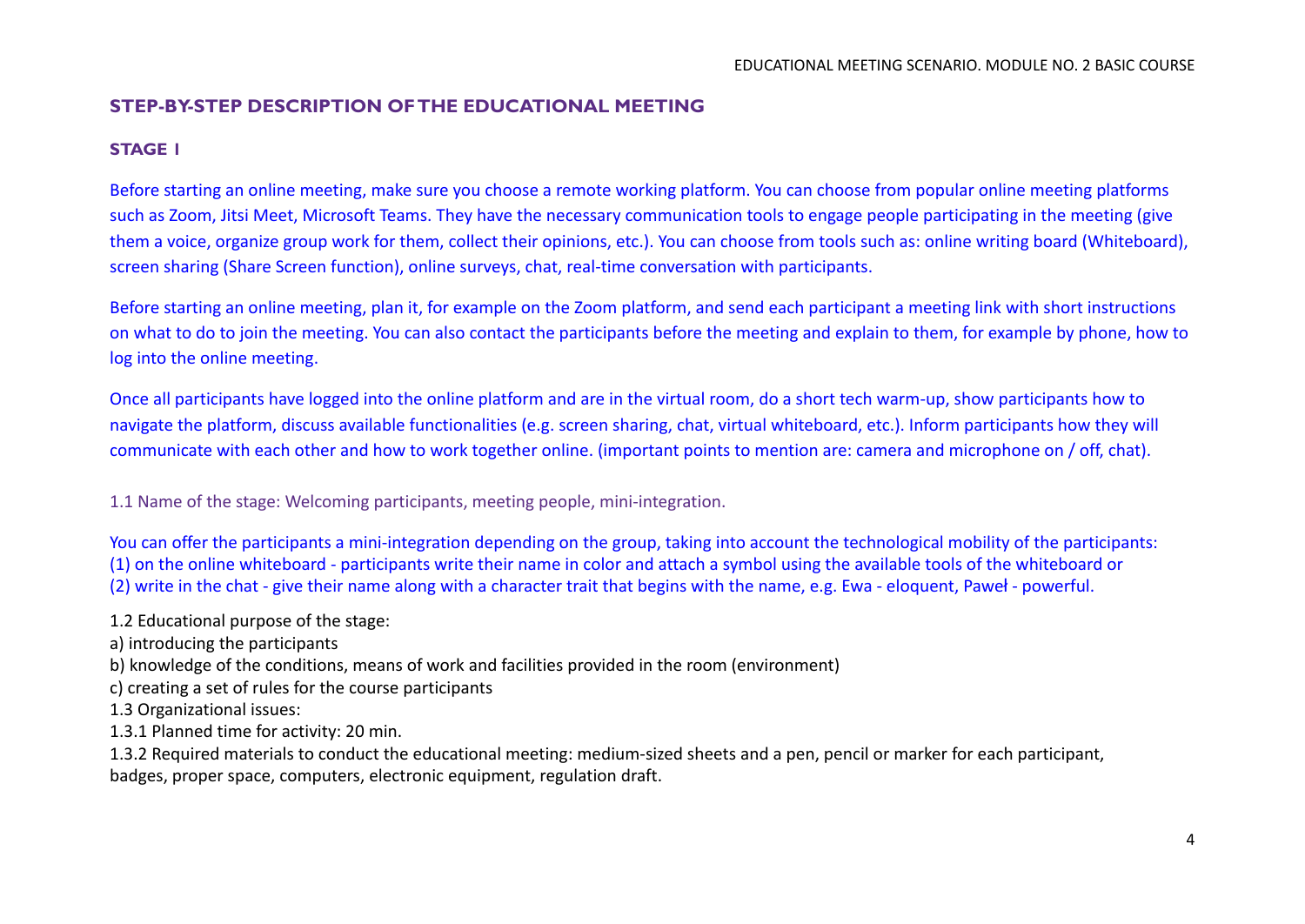## STEP-BY-STEP DESCRIPTION OF THE EDUCATIONAL MEETING

### STAGE 1

Before starting an online meeting, make sure you choose a remote working platform. You can choose from popular online meeting platforms such as Zoom, Jitsi Meet, Microsoft Teams. They have the necessary communication tools to engage people participating in the meeting (give them a voice, organize group work for them, collect their opinions, etc.). You can choose from tools such as: online writing board (Whiteboard), screen sharing (Share Screen function), online surveys, chat, real-time conversation with participants.

Before starting an online meeting, plan it, for example on the Zoom platform, and send each participant a meeting link with short instructions on what to do to join the meeting. You can also contact the participants before the meeting and explain to them, for example by phone, how to log into the online meeting.

Once all participants have logged into the online platform and are in the virtual room, do a short tech warm-up, show participants how to navigate the platform, discuss available functionalities (e.g. screen sharing, chat, virtual whiteboard, etc.). Inform participants how they will communicate with each other and how to work together online. (important points to mention are: camera and microphone on / off, chat).

1.1 Name of the stage: Welcoming participants, meeting people, mini-integration.

You can offer the participants a mini-integration depending on the group, taking into account the technological mobility of the participants:
(1) on the online whiteboard - participants write their name in color and attach a symbol using the available tools of the whiteboard or
(2) write in the chat - give their name along with a character trait that begins with the name, e.g. Ewa - eloquent, Paweł - powerful.

1.2 Educational purpose of the stage:
a) introducing the participants
b) knowledge of the conditions, means of work and facilities provided in the room (environment)
c) creating a set of rules for the course participants
1.3 Organizational issues:
1.3.1 Planned time for activity: 20 min.
1.3.2 Required materials to conduct the educational meeting: medium-sized sheets and a pen, pencil or marker for each participant, badges, proper space, computers, electronic equipment, regulation draft.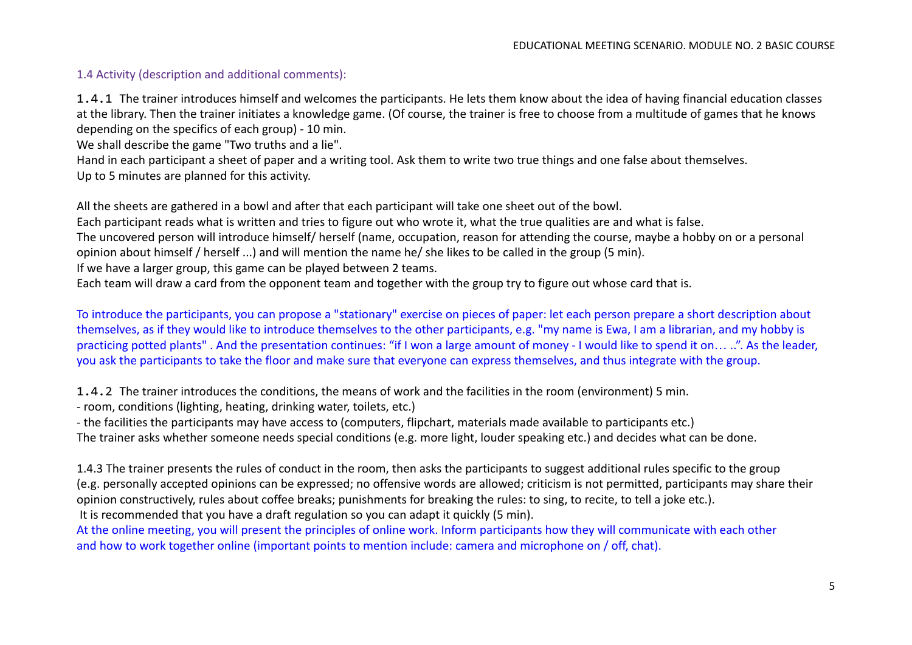### 1.4 Activity (description and additional comments):

1.4.1 The trainer introduces himself and welcomes the participants. He lets them know about the idea of having financial education classes at the library. Then the trainer initiates a knowledge game. (Of course, the trainer is free to choose from a multitude of games that he knows depending on the specifics of each group) - 10 min.
We shall describe the game "Two truths and a lie".
Hand in each participant a sheet of paper and a writing tool. Ask them to write two true things and one false about themselves.
Up to 5 minutes are planned for this activity.

All the sheets are gathered in a bowl and after that each participant will take one sheet out of the bowl.
Each participant reads what is written and tries to figure out who wrote it, what the true qualities are and what is false.
The uncovered person will introduce himself/ herself (name, occupation, reason for attending the course, maybe a hobby on or a personal opinion about himself / herself ...) and will mention the name he/ she likes to be called in the group (5 min).
If we have a larger group, this game can be played between 2 teams.
Each team will draw a card from the opponent team and together with the group try to figure out whose card that is.

To introduce the participants, you can propose a "stationary" exercise on pieces of paper: let each person prepare a short description about themselves, as if they would like to introduce themselves to the other participants, e.g. "my name is Ewa, I am a librarian, and my hobby is practicing potted plants" . And the presentation continues: "if I won a large amount of money - I would like to spend it on… ..". As the leader, you ask the participants to take the floor and make sure that everyone can express themselves, and thus integrate with the group.

1.4.2 The trainer introduces the conditions, the means of work and the facilities in the room (environment) 5 min.
- room, conditions (lighting, heating, drinking water, toilets, etc.)
- the facilities the participants may have access to (computers, flipchart, materials made available to participants etc.)

The trainer asks whether someone needs special conditions (e.g. more light, louder speaking etc.) and decides what can be done.

1.4.3 The trainer presents the rules of conduct in the room, then asks the participants to suggest additional rules specific to the group (e.g. personally accepted opinions can be expressed; no offensive words are allowed; criticism is not permitted, participants may share their opinion constructively, rules about coffee breaks; punishments for breaking the rules: to sing, to recite, to tell a joke etc.).
It is recommended that you have a draft regulation so you can adapt it quickly (5 min).
At the online meeting, you will present the principles of online work. Inform participants how they will communicate with each other and how to work together online (important points to mention include: camera and microphone on / off, chat).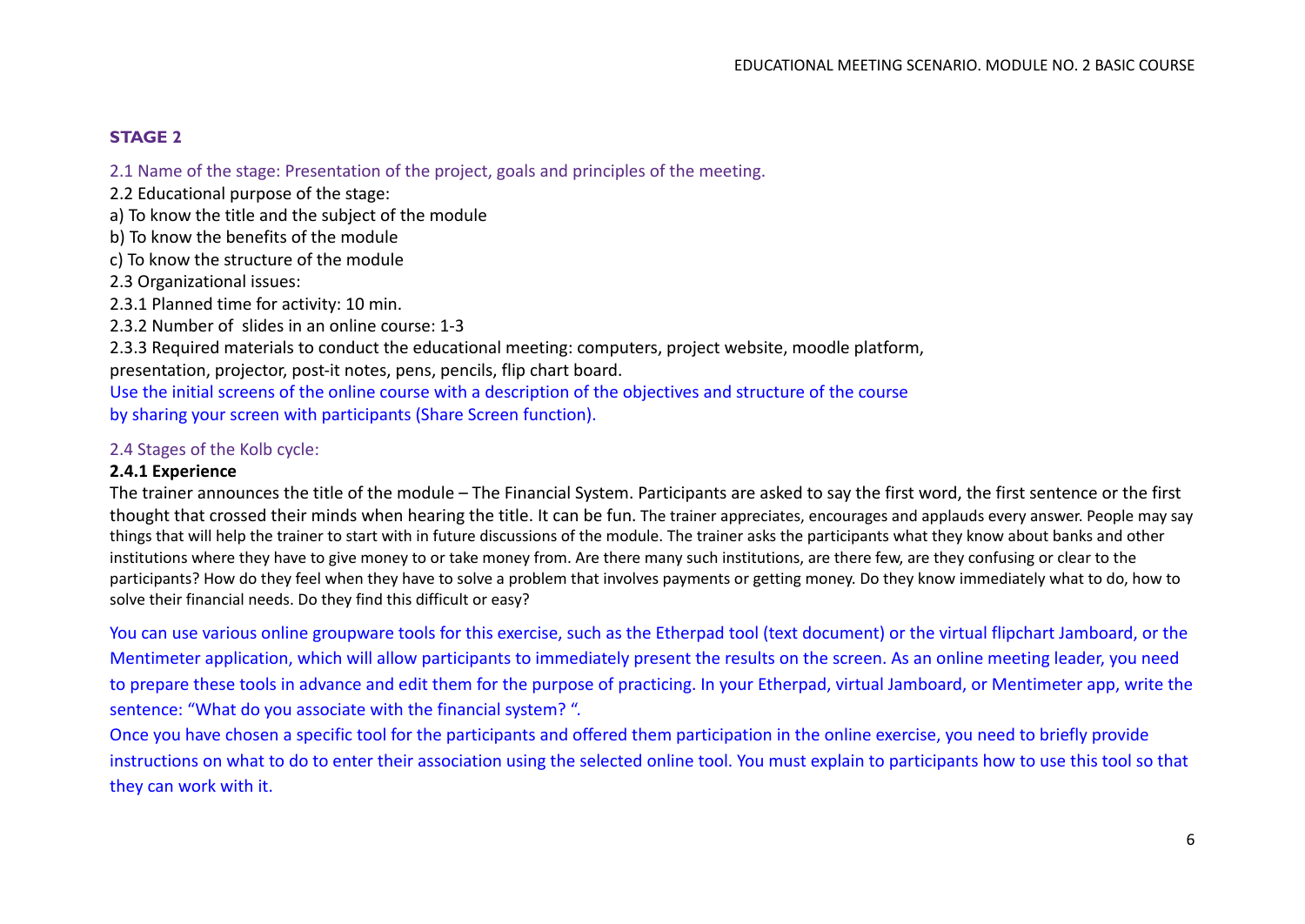## STAGE 2

2.1 Name of the stage: Presentation of the project, goals and principles of the meeting.

2.2 Educational purpose of the stage:

a) To know the title and the subject of the module

b) To know the benefits of the module

c) To know the structure of the module

2.3 Organizational issues:

2.3.1 Planned time for activity: 10 min.

2.3.2 Number of slides in an online course: 1-3

2.3.3 Required materials to conduct the educational meeting: computers, project website, moodle platform, presentation, projector, post-it notes, pens, pencils, flip chart board.

Use the initial screens of the online course with a description of the objectives and structure of the course by sharing your screen with participants (Share Screen function).

2.4 Stages of the Kolb cycle:

**2.4.1 Experience**

The trainer announces the title of the module – The Financial System. Participants are asked to say the first word, the first sentence or the first thought that crossed their minds when hearing the title. It can be fun. The trainer appreciates, encourages and applauds every answer. People may say things that will help the trainer to start with in future discussions of the module. The trainer asks the participants what they know about banks and other institutions where they have to give money to or take money from. Are there many such institutions, are there few, are they confusing or clear to the participants? How do they feel when they have to solve a problem that involves payments or getting money. Do they know immediately what to do, how to solve their financial needs. Do they find this difficult or easy?

You can use various online groupware tools for this exercise, such as the Etherpad tool (text document) or the virtual flipchart Jamboard, or the Mentimeter application, which will allow participants to immediately present the results on the screen. As an online meeting leader, you need to prepare these tools in advance and edit them for the purpose of practicing. In your Etherpad, virtual Jamboard, or Mentimeter app, write the sentence: "What do you associate with the financial system? ".

Once you have chosen a specific tool for the participants and offered them participation in the online exercise, you need to briefly provide instructions on what to do to enter their association using the selected online tool. You must explain to participants how to use this tool so that they can work with it.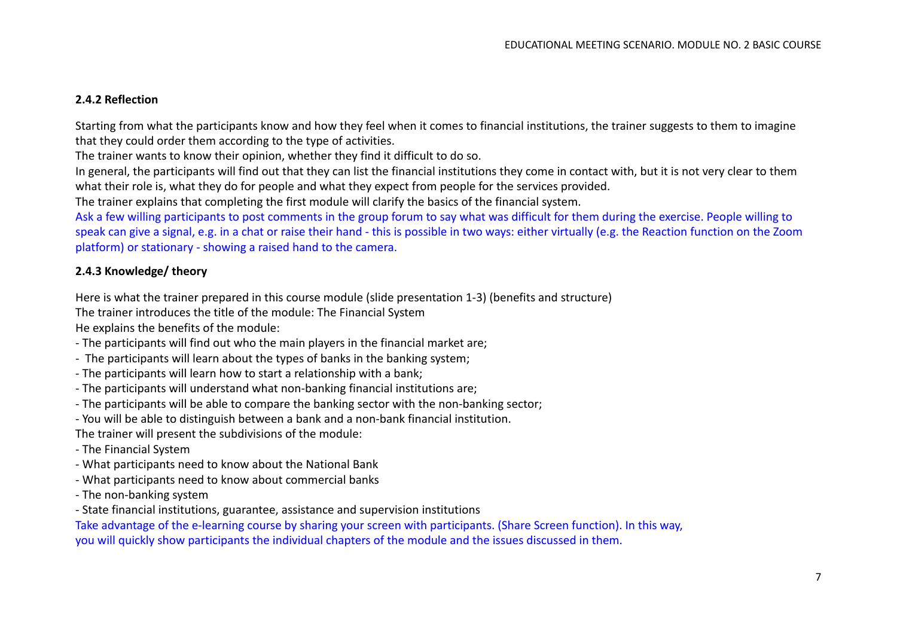### 2.4.2 Reflection

Starting from what the participants know and how they feel when it comes to financial institutions, the trainer suggests to them to imagine that they could order them according to the type of activities.

The trainer wants to know their opinion, whether they find it difficult to do so.

In general, the participants will find out that they can list the financial institutions they come in contact with, but it is not very clear to them what their role is, what they do for people and what they expect from people for the services provided.

The trainer explains that completing the first module will clarify the basics of the financial system.

Ask a few willing participants to post comments in the group forum to say what was difficult for them during the exercise. People willing to speak can give a signal, e.g. in a chat or raise their hand - this is possible in two ways: either virtually (e.g. the Reaction function on the Zoom platform) or stationary - showing a raised hand to the camera.

### 2.4.3 Knowledge/ theory

Here is what the trainer prepared in this course module (slide presentation 1-3) (benefits and structure)

The trainer introduces the title of the module: The Financial System

He explains the benefits of the module:

- The participants will find out who the main players in the financial market are;
- The participants will learn about the types of banks in the banking system;
- The participants will learn how to start a relationship with a bank;
- The participants will understand what non-banking financial institutions are;
- The participants will be able to compare the banking sector with the non-banking sector;
- You will be able to distinguish between a bank and a non-bank financial institution.

The trainer will present the subdivisions of the module:

- The Financial System
- What participants need to know about the National Bank
- What participants need to know about commercial banks
- The non-banking system
- State financial institutions, guarantee, assistance and supervision institutions

Take advantage of the e-learning course by sharing your screen with participants. (Share Screen function). In this way, you will quickly show participants the individual chapters of the module and the issues discussed in them.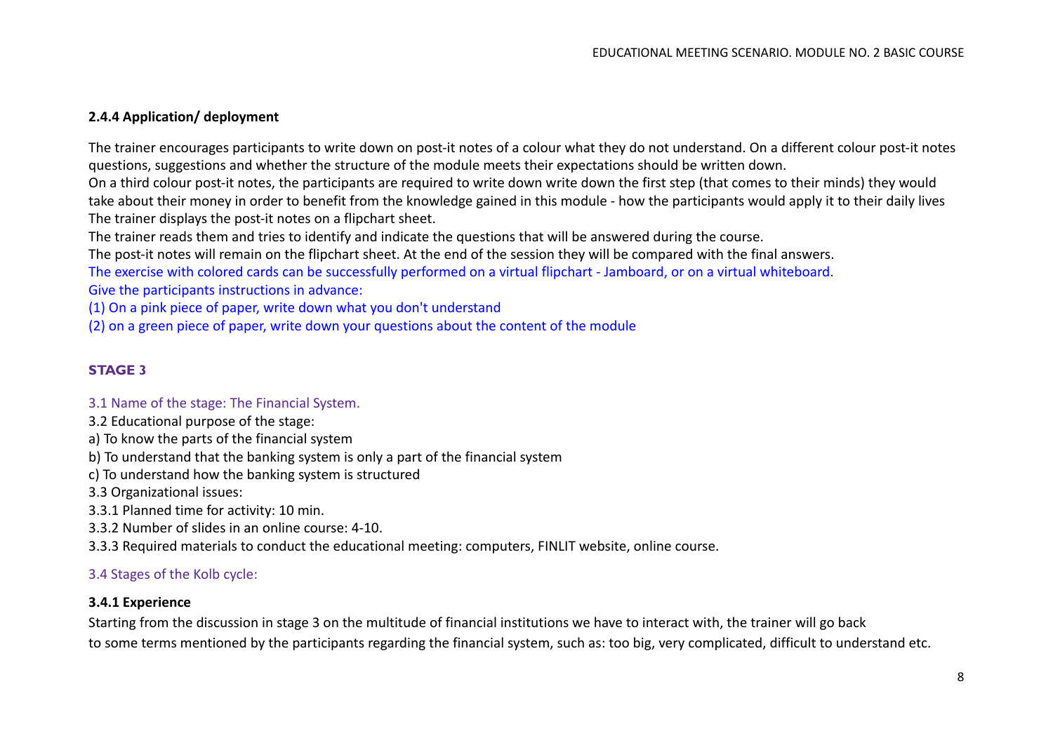**2.4.4 Application/ deployment**

The trainer encourages participants to write down on post-it notes of a colour what they do not understand. On a different colour post-it notes questions, suggestions and whether the structure of the module meets their expectations should be written down.

On a third colour post-it notes, the participants are required to write down write down the first step (that comes to their minds) they would take about their money in order to benefit from the knowledge gained in this module - how the participants would apply it to their daily lives

The trainer displays the post-it notes on a flipchart sheet.

The trainer reads them and tries to identify and indicate the questions that will be answered during the course.

The post-it notes will remain on the flipchart sheet. At the end of the session they will be compared with the final answers.

The exercise with colored cards can be successfully performed on a virtual flipchart - Jamboard, or on a virtual whiteboard.

Give the participants instructions in advance:

(1) On a pink piece of paper, write down what you don't understand

(2) on a green piece of paper, write down your questions about the content of the module

## STAGE 3

3.1 Name of the stage: The Financial System.

3.2 Educational purpose of the stage:

a) To know the parts of the financial system

b) To understand that the banking system is only a part of the financial system

c) To understand how the banking system is structured

3.3 Organizational issues:

3.3.1 Planned time for activity: 10 min.

3.3.2 Number of slides in an online course: 4-10.

3.3.3 Required materials to conduct the educational meeting: computers, FINLIT website, online course.

3.4 Stages of the Kolb cycle:

**3.4.1 Experience**

Starting from the discussion in stage 3 on the multitude of financial institutions we have to interact with, the trainer will go back to some terms mentioned by the participants regarding the financial system, such as: too big, very complicated, difficult to understand etc.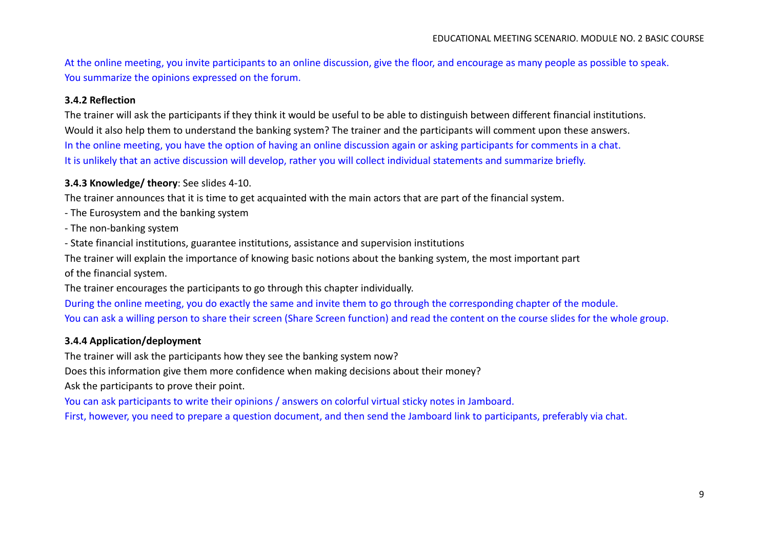At the online meeting, you invite participants to an online discussion, give the floor, and encourage as many people as possible to speak.
You summarize the opinions expressed on the forum.

**3.4.2 Reflection**

The trainer will ask the participants if they think it would be useful to be able to distinguish between different financial institutions.
Would it also help them to understand the banking system? The trainer and the participants will comment upon these answers.
In the online meeting, you have the option of having an online discussion again or asking participants for comments in a chat.
It is unlikely that an active discussion will develop, rather you will collect individual statements and summarize briefly.

**3.4.3 Knowledge/ theory**: See slides 4-10.

The trainer announces that it is time to get acquainted with the main actors that are part of the financial system.

- The Eurosystem and the banking system
- The non-banking system
- State financial institutions, guarantee institutions, assistance and supervision institutions

The trainer will explain the importance of knowing basic notions about the banking system, the most important part of the financial system.
The trainer encourages the participants to go through this chapter individually.
During the online meeting, you do exactly the same and invite them to go through the corresponding chapter of the module.
You can ask a willing person to share their screen (Share Screen function) and read the content on the course slides for the whole group.

**3.4.4 Application/deployment**

The trainer will ask the participants how they see the banking system now?
Does this information give them more confidence when making decisions about their money?
Ask the participants to prove their point.
You can ask participants to write their opinions / answers on colorful virtual sticky notes in Jamboard.
First, however, you need to prepare a question document, and then send the Jamboard link to participants, preferably via chat.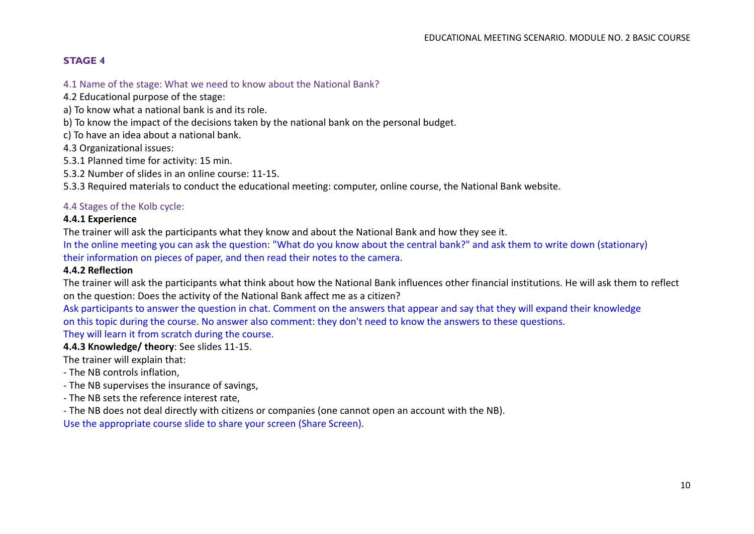## STAGE 4

4.1 Name of the stage: What we need to know about the National Bank?

4.2 Educational purpose of the stage:

a) To know what a national bank is and its role.

b) To know the impact of the decisions taken by the national bank on the personal budget.

c) To have an idea about a national bank.

4.3 Organizational issues:

5.3.1 Planned time for activity: 15 min.

5.3.2 Number of slides in an online course: 11-15.

5.3.3 Required materials to conduct the educational meeting: computer, online course, the National Bank website.

4.4 Stages of the Kolb cycle:

**4.4.1 Experience**

The trainer will ask the participants what they know and about the National Bank and how they see it.

In the online meeting you can ask the question: "What do you know about the central bank?" and ask them to write down (stationary) their information on pieces of paper, and then read their notes to the camera.

**4.4.2 Reflection**

The trainer will ask the participants what think about how the National Bank influences other financial institutions. He will ask them to reflect on the question: Does the activity of the National Bank affect me as a citizen?

Ask participants to answer the question in chat. Comment on the answers that appear and say that they will expand their knowledge on this topic during the course. No answer also comment: they don't need to know the answers to these questions. They will learn it from scratch during the course.

**4.4.3 Knowledge/ theory**: See slides 11-15.

The trainer will explain that:

- The NB controls inflation,
- The NB supervises the insurance of savings,
- The NB sets the reference interest rate,
- The NB does not deal directly with citizens or companies (one cannot open an account with the NB).

Use the appropriate course slide to share your screen (Share Screen).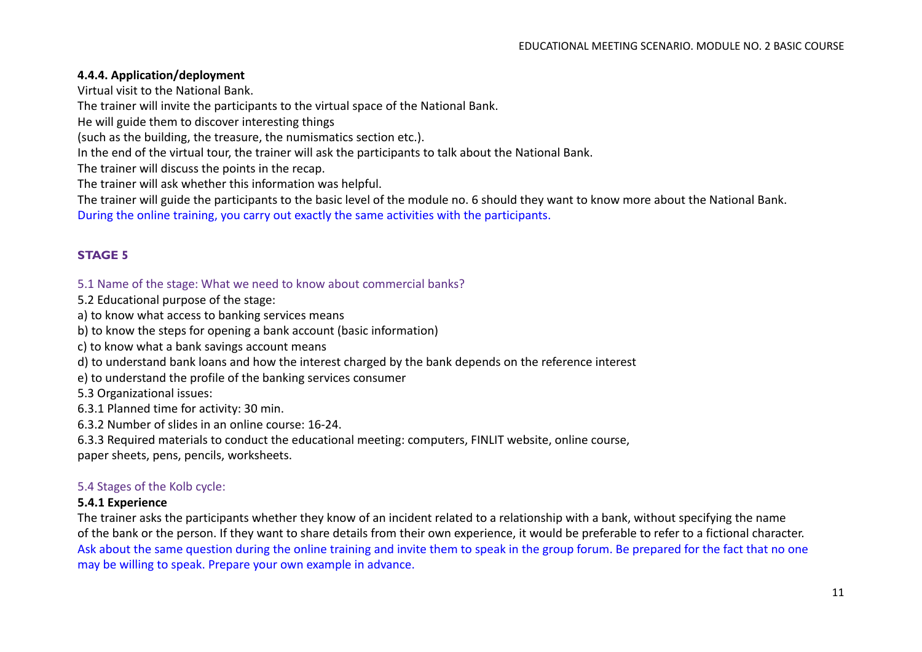**4.4.4. Application/deployment**

Virtual visit to the National Bank.

The trainer will invite the participants to the virtual space of the National Bank.

He will guide them to discover interesting things

(such as the building, the treasure, the numismatics section etc.).

In the end of the virtual tour, the trainer will ask the participants to talk about the National Bank.

The trainer will discuss the points in the recap.

The trainer will ask whether this information was helpful.

The trainer will guide the participants to the basic level of the module no. 6 should they want to know more about the National Bank.

During the online training, you carry out exactly the same activities with the participants.

## STAGE 5

5.1 Name of the stage: What we need to know about commercial banks?

5.2 Educational purpose of the stage:

a) to know what access to banking services means

b) to know the steps for opening a bank account (basic information)

c) to know what a bank savings account means

d) to understand bank loans and how the interest charged by the bank depends on the reference interest

e) to understand the profile of the banking services consumer

5.3 Organizational issues:

6.3.1 Planned time for activity: 30 min.

6.3.2 Number of slides in an online course: 16-24.

6.3.3 Required materials to conduct the educational meeting: computers, FINLIT website, online course, paper sheets, pens, pencils, worksheets.

5.4 Stages of the Kolb cycle:

**5.4.1 Experience**

The trainer asks the participants whether they know of an incident related to a relationship with a bank, without specifying the name of the bank or the person. If they want to share details from their own experience, it would be preferable to refer to a fictional character.

Ask about the same question during the online training and invite them to speak in the group forum. Be prepared for the fact that no one may be willing to speak. Prepare your own example in advance.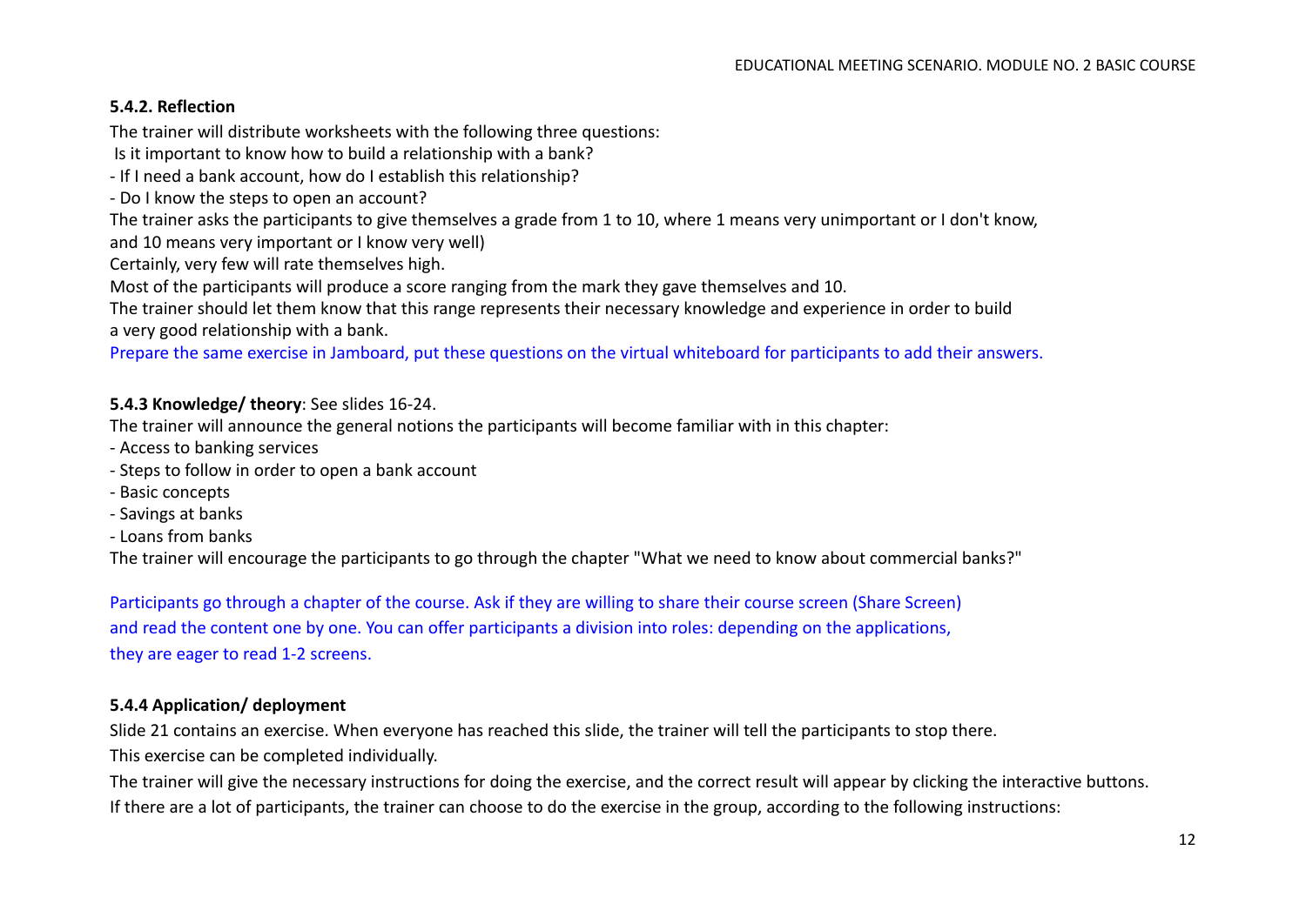### 5.4.2. Reflection

The trainer will distribute worksheets with the following three questions:

Is it important to know how to build a relationship with a bank?

- If I need a bank account, how do I establish this relationship?
- Do I know the steps to open an account?

The trainer asks the participants to give themselves a grade from 1 to 10, where 1 means very unimportant or I don't know, and 10 means very important or I know very well)

Certainly, very few will rate themselves high.

Most of the participants will produce a score ranging from the mark they gave themselves and 10.

The trainer should let them know that this range represents their necessary knowledge and experience in order to build a very good relationship with a bank.

Prepare the same exercise in Jamboard, put these questions on the virtual whiteboard for participants to add their answers.

**5.4.3 Knowledge/ theory**: See slides 16-24.

The trainer will announce the general notions the participants will become familiar with in this chapter:

- Access to banking services
- Steps to follow in order to open a bank account
- Basic concepts
- Savings at banks
- Loans from banks

The trainer will encourage the participants to go through the chapter "What we need to know about commercial banks?"

Participants go through a chapter of the course. Ask if they are willing to share their course screen (Share Screen) and read the content one by one. You can offer participants a division into roles: depending on the applications, they are eager to read 1-2 screens.

### 5.4.4 Application/ deployment

Slide 21 contains an exercise. When everyone has reached this slide, the trainer will tell the participants to stop there.

This exercise can be completed individually.

The trainer will give the necessary instructions for doing the exercise, and the correct result will appear by clicking the interactive buttons.

If there are a lot of participants, the trainer can choose to do the exercise in the group, according to the following instructions: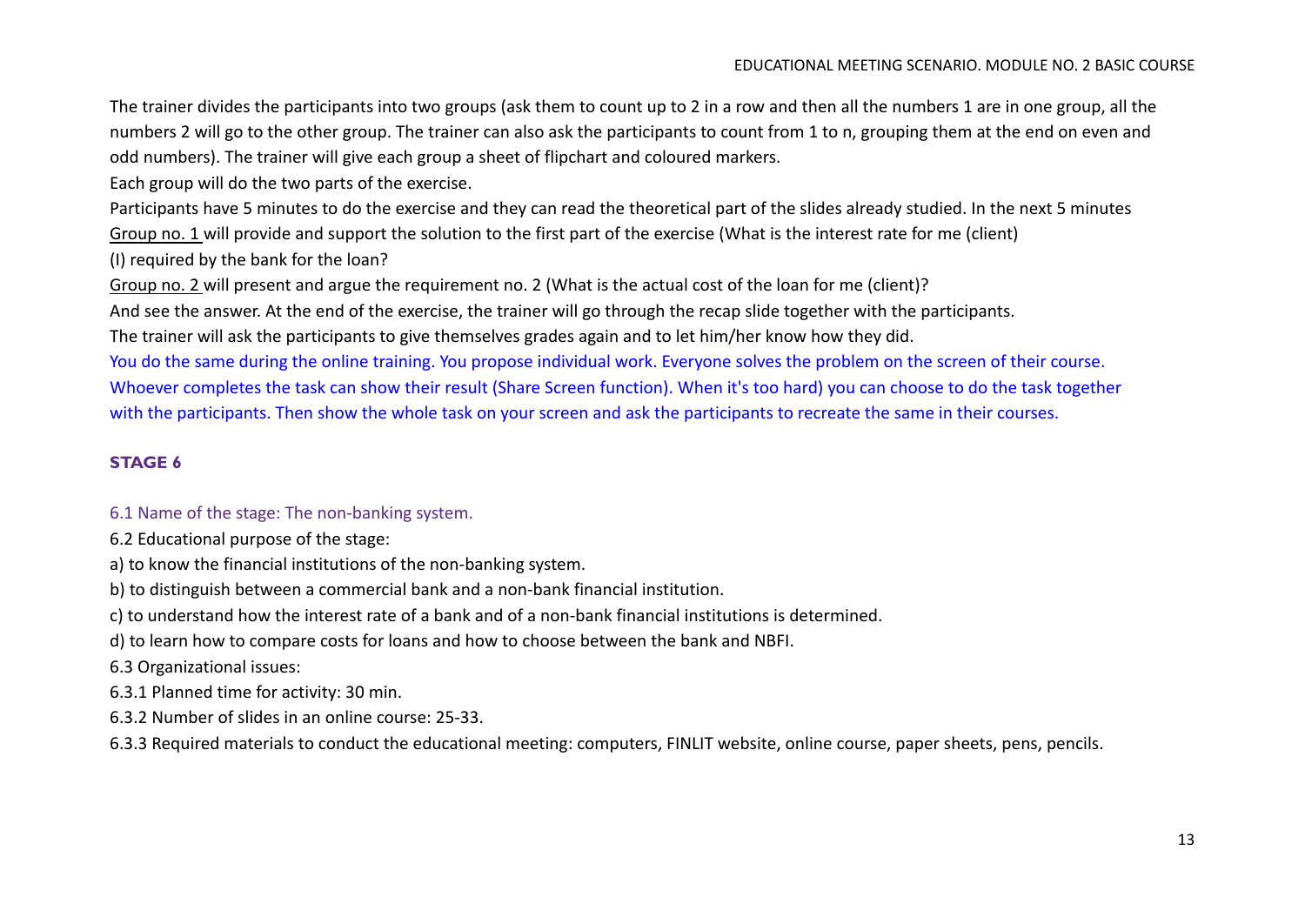The trainer divides the participants into two groups (ask them to count up to 2 in a row and then all the numbers 1 are in one group, all the numbers 2 will go to the other group. The trainer can also ask the participants to count from 1 to n, grouping them at the end on even and odd numbers). The trainer will give each group a sheet of flipchart and coloured markers.

Each group will do the two parts of the exercise.

Participants have 5 minutes to do the exercise and they can read the theoretical part of the slides already studied. In the next 5 minutes Group no. 1 will provide and support the solution to the first part of the exercise (What is the interest rate for me (client) (I) required by the bank for the loan?

Group no. 2 will present and argue the requirement no. 2 (What is the actual cost of the loan for me (client)?

And see the answer. At the end of the exercise, the trainer will go through the recap slide together with the participants.

The trainer will ask the participants to give themselves grades again and to let him/her know how they did.

You do the same during the online training. You propose individual work. Everyone solves the problem on the screen of their course. Whoever completes the task can show their result (Share Screen function). When it's too hard) you can choose to do the task together with the participants. Then show the whole task on your screen and ask the participants to recreate the same in their courses.

## STAGE 6

6.1 Name of the stage: The non-banking system.

6.2 Educational purpose of the stage:

a) to know the financial institutions of the non-banking system.

b) to distinguish between a commercial bank and a non-bank financial institution.

c) to understand how the interest rate of a bank and of a non-bank financial institutions is determined.

d) to learn how to compare costs for loans and how to choose between the bank and NBFI.

6.3 Organizational issues:

6.3.1 Planned time for activity: 30 min.

6.3.2 Number of slides in an online course: 25-33.

6.3.3 Required materials to conduct the educational meeting: computers, FINLIT website, online course, paper sheets, pens, pencils.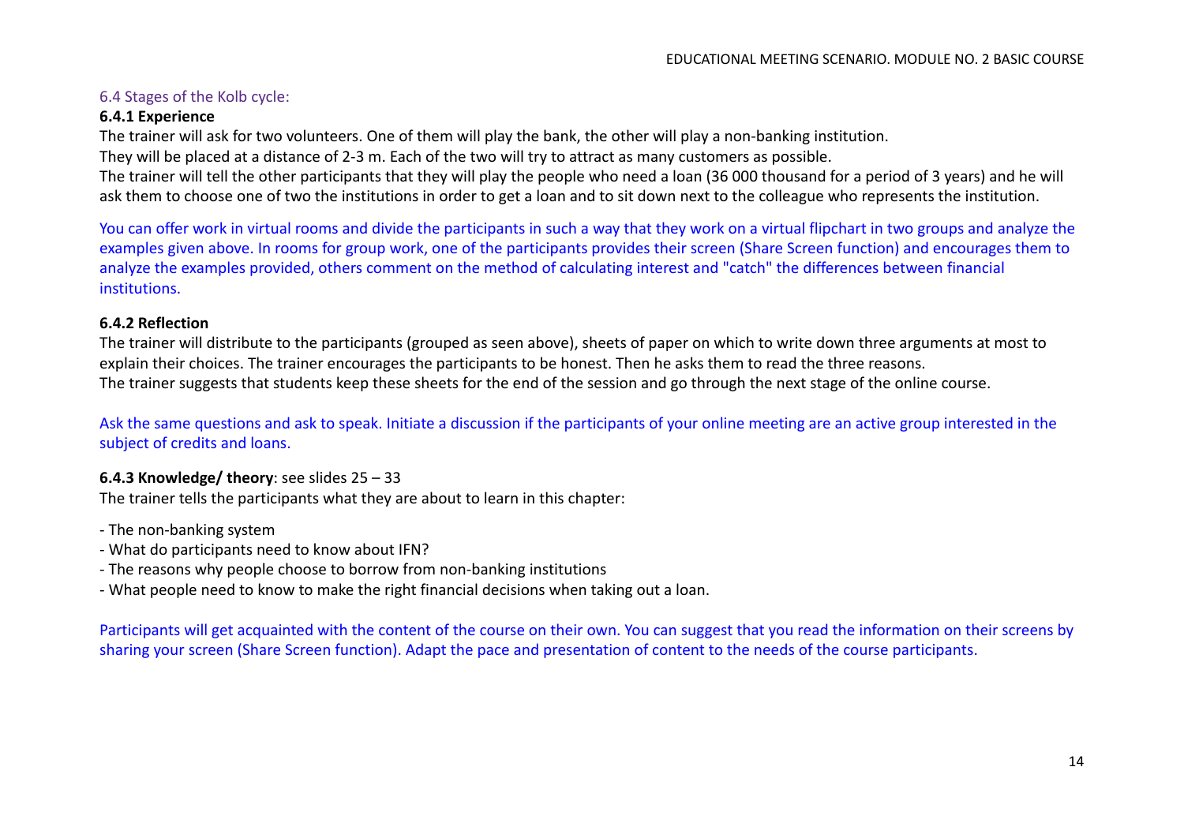### 6.4 Stages of the Kolb cycle:

**6.4.1 Experience**

The trainer will ask for two volunteers. One of them will play the bank, the other will play a non-banking institution.
They will be placed at a distance of 2-3 m. Each of the two will try to attract as many customers as possible.
The trainer will tell the other participants that they will play the people who need a loan (36 000 thousand for a period of 3 years) and he will ask them to choose one of two the institutions in order to get a loan and to sit down next to the colleague who represents the institution.

You can offer work in virtual rooms and divide the participants in such a way that they work on a virtual flipchart in two groups and analyze the examples given above. In rooms for group work, one of the participants provides their screen (Share Screen function) and encourages them to analyze the examples provided, others comment on the method of calculating interest and "catch" the differences between financial institutions.

**6.4.2 Reflection**

The trainer will distribute to the participants (grouped as seen above), sheets of paper on which to write down three arguments at most to explain their choices. The trainer encourages the participants to be honest. Then he asks them to read the three reasons.
The trainer suggests that students keep these sheets for the end of the session and go through the next stage of the online course.

Ask the same questions and ask to speak. Initiate a discussion if the participants of your online meeting are an active group interested in the subject of credits and loans.

**6.4.3 Knowledge/ theory**: see slides 25 – 33

The trainer tells the participants what they are about to learn in this chapter:

- The non-banking system
- What do participants need to know about IFN?
- The reasons why people choose to borrow from non-banking institutions
- What people need to know to make the right financial decisions when taking out a loan.

Participants will get acquainted with the content of the course on their own. You can suggest that you read the information on their screens by sharing your screen (Share Screen function). Adapt the pace and presentation of content to the needs of the course participants.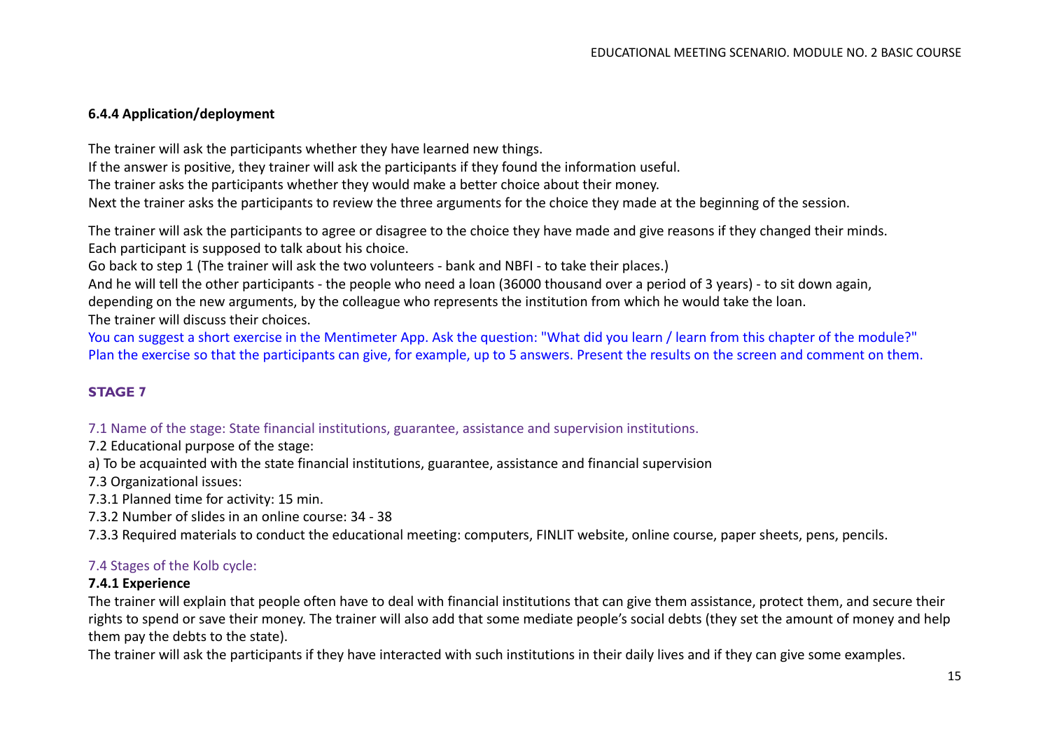#### 6.4.4 Application/deployment

The trainer will ask the participants whether they have learned new things.
If the answer is positive, they trainer will ask the participants if they found the information useful.
The trainer asks the participants whether they would make a better choice about their money.
Next the trainer asks the participants to review the three arguments for the choice they made at the beginning of the session.

The trainer will ask the participants to agree or disagree to the choice they have made and give reasons if they changed their minds.
Each participant is supposed to talk about his choice.
Go back to step 1 (The trainer will ask the two volunteers - bank and NBFI - to take their places.)
And he will tell the other participants - the people who need a loan (36000 thousand over a period of 3 years) - to sit down again, depending on the new arguments, by the colleague who represents the institution from which he would take the loan.
The trainer will discuss their choices.
You can suggest a short exercise in the Mentimeter App. Ask the question: "What did you learn / learn from this chapter of the module?" Plan the exercise so that the participants can give, for example, up to 5 answers. Present the results on the screen and comment on them.

## STAGE 7

7.1 Name of the stage: State financial institutions, guarantee, assistance and supervision institutions.

7.2 Educational purpose of the stage:

a) To be acquainted with the state financial institutions, guarantee, assistance and financial supervision

7.3 Organizational issues:

7.3.1 Planned time for activity: 15 min.

7.3.2 Number of slides in an online course: 34 - 38

7.3.3 Required materials to conduct the educational meeting: computers, FINLIT website, online course, paper sheets, pens, pencils.

### 7.4 Stages of the Kolb cycle:

#### 7.4.1 Experience

The trainer will explain that people often have to deal with financial institutions that can give them assistance, protect them, and secure their rights to spend or save their money. The trainer will also add that some mediate people's social debts (they set the amount of money and help them pay the debts to the state).

The trainer will ask the participants if they have interacted with such institutions in their daily lives and if they can give some examples.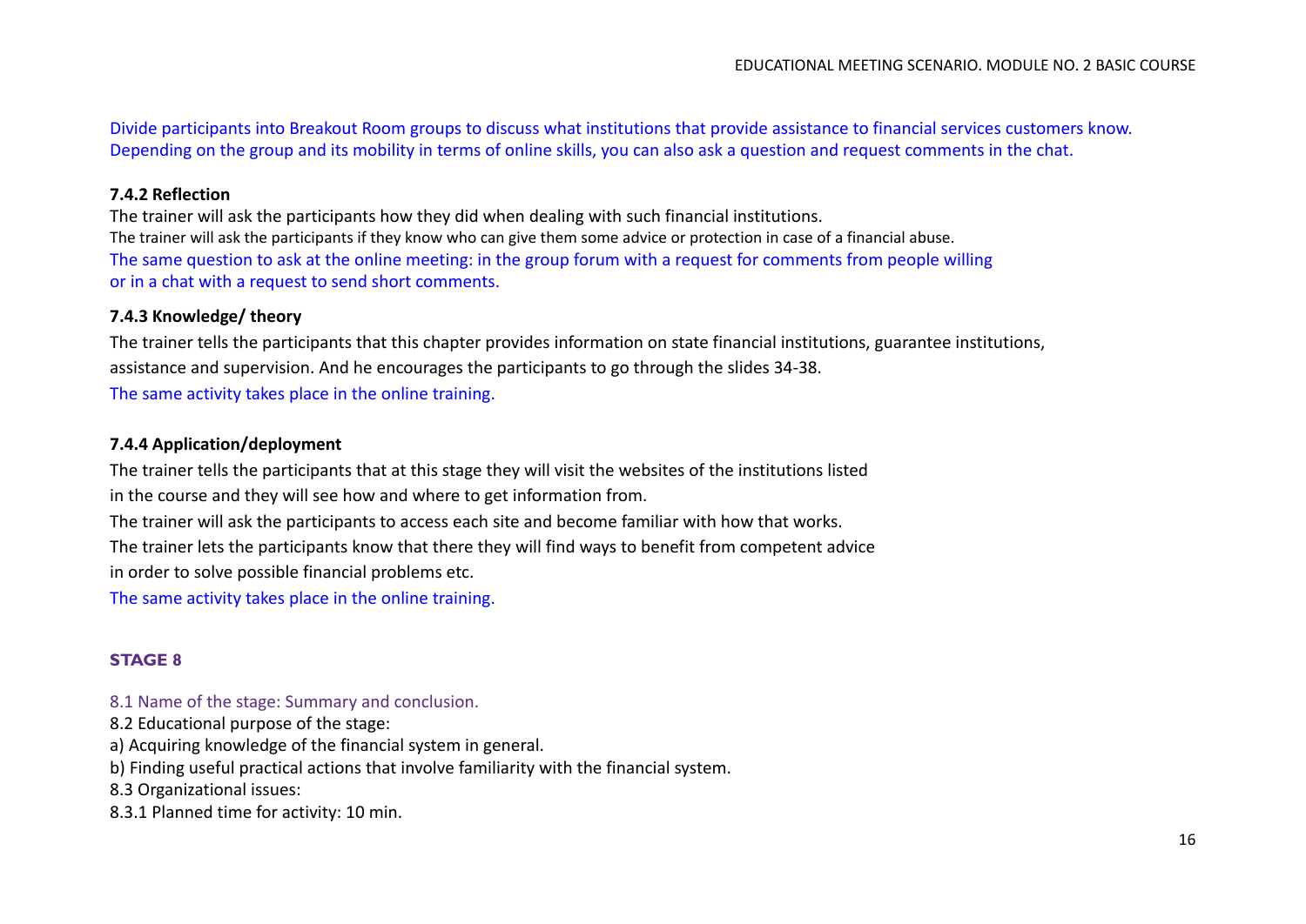Divide participants into Breakout Room groups to discuss what institutions that provide assistance to financial services customers know. Depending on the group and its mobility in terms of online skills, you can also ask a question and request comments in the chat.

**7.4.2 Reflection**

The trainer will ask the participants how they did when dealing with such financial institutions.
The trainer will ask the participants if they know who can give them some advice or protection in case of a financial abuse.
The same question to ask at the online meeting: in the group forum with a request for comments from people willing or in a chat with a request to send short comments.

**7.4.3 Knowledge/ theory**

The trainer tells the participants that this chapter provides information on state financial institutions, guarantee institutions, assistance and supervision. And he encourages the participants to go through the slides 34-38.

The same activity takes place in the online training.

**7.4.4 Application/deployment**

The trainer tells the participants that at this stage they will visit the websites of the institutions listed in the course and they will see how and where to get information from.

The trainer will ask the participants to access each site and become familiar with how that works.

The trainer lets the participants know that there they will find ways to benefit from competent advice in order to solve possible financial problems etc.

The same activity takes place in the online training.

## STAGE 8

8.1 Name of the stage: Summary and conclusion.

8.2 Educational purpose of the stage:

a) Acquiring knowledge of the financial system in general.

b) Finding useful practical actions that involve familiarity with the financial system.

8.3 Organizational issues:

8.3.1 Planned time for activity: 10 min.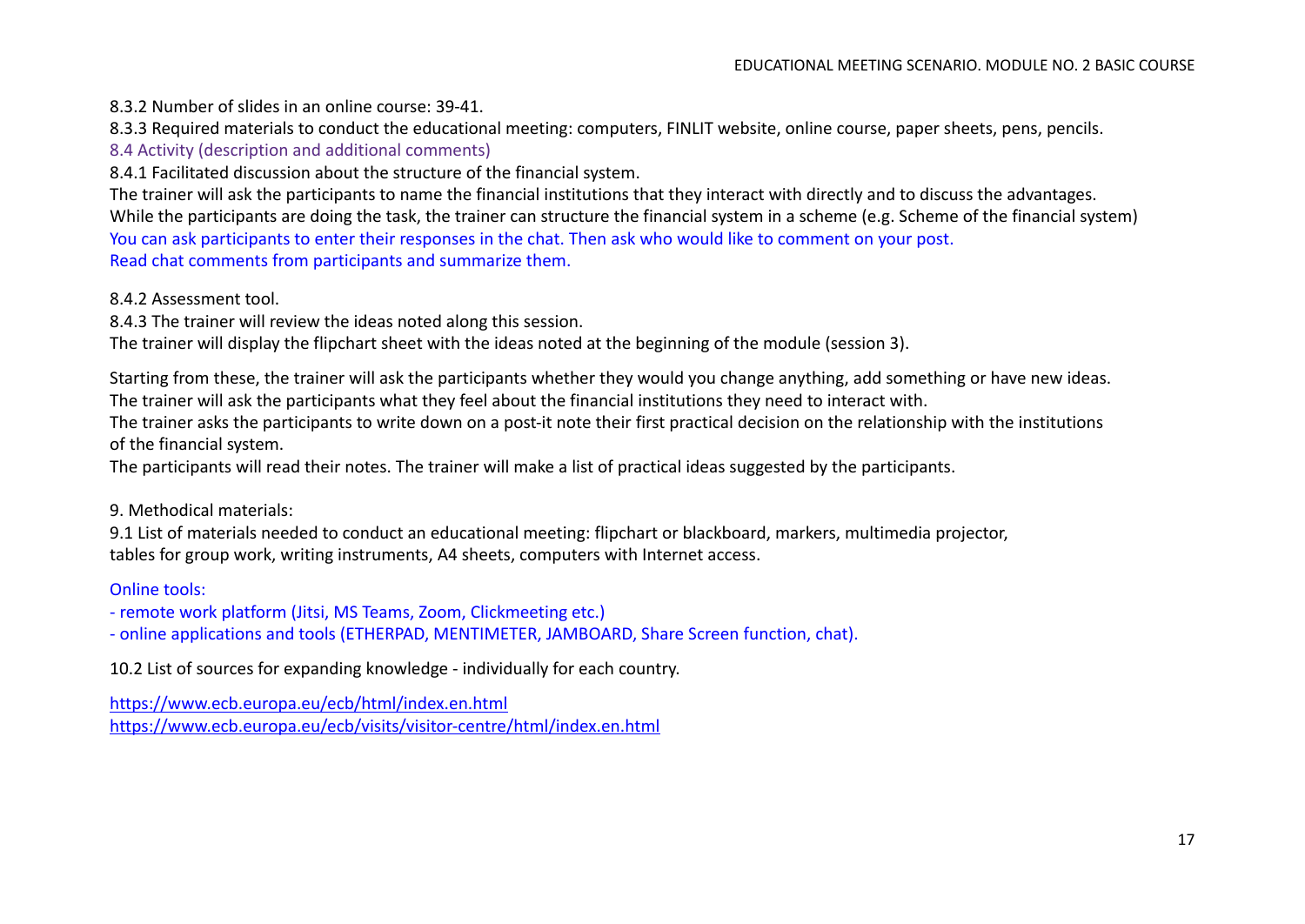8.3.2 Number of slides in an online course: 39-41.

8.3.3 Required materials to conduct the educational meeting: computers, FINLIT website, online course, paper sheets, pens, pencils.

8.4 Activity (description and additional comments)

8.4.1 Facilitated discussion about the structure of the financial system.

The trainer will ask the participants to name the financial institutions that they interact with directly and to discuss the advantages.
While the participants are doing the task, the trainer can structure the financial system in a scheme (e.g. Scheme of the financial system)
You can ask participants to enter their responses in the chat. Then ask who would like to comment on your post.
Read chat comments from participants and summarize them.

8.4.2 Assessment tool.

8.4.3 The trainer will review the ideas noted along this session.

The trainer will display the flipchart sheet with the ideas noted at the beginning of the module (session 3).

Starting from these, the trainer will ask the participants whether they would you change anything, add something or have new ideas.
The trainer will ask the participants what they feel about the financial institutions they need to interact with.
The trainer asks the participants to write down on a post-it note their first practical decision on the relationship with the institutions of the financial system.
The participants will read their notes. The trainer will make a list of practical ideas suggested by the participants.

9. Methodical materials:

9.1 List of materials needed to conduct an educational meeting: flipchart or blackboard, markers, multimedia projector, tables for group work, writing instruments, A4 sheets, computers with Internet access.

Online tools:

- remote work platform (Jitsi, MS Teams, Zoom, Clickmeeting etc.)
- online applications and tools (ETHERPAD, MENTIMETER, JAMBOARD, Share Screen function, chat).

10.2 List of sources for expanding knowledge - individually for each country.

https://www.ecb.europa.eu/ecb/html/index.en.html
https://www.ecb.europa.eu/ecb/visits/visitor-centre/html/index.en.html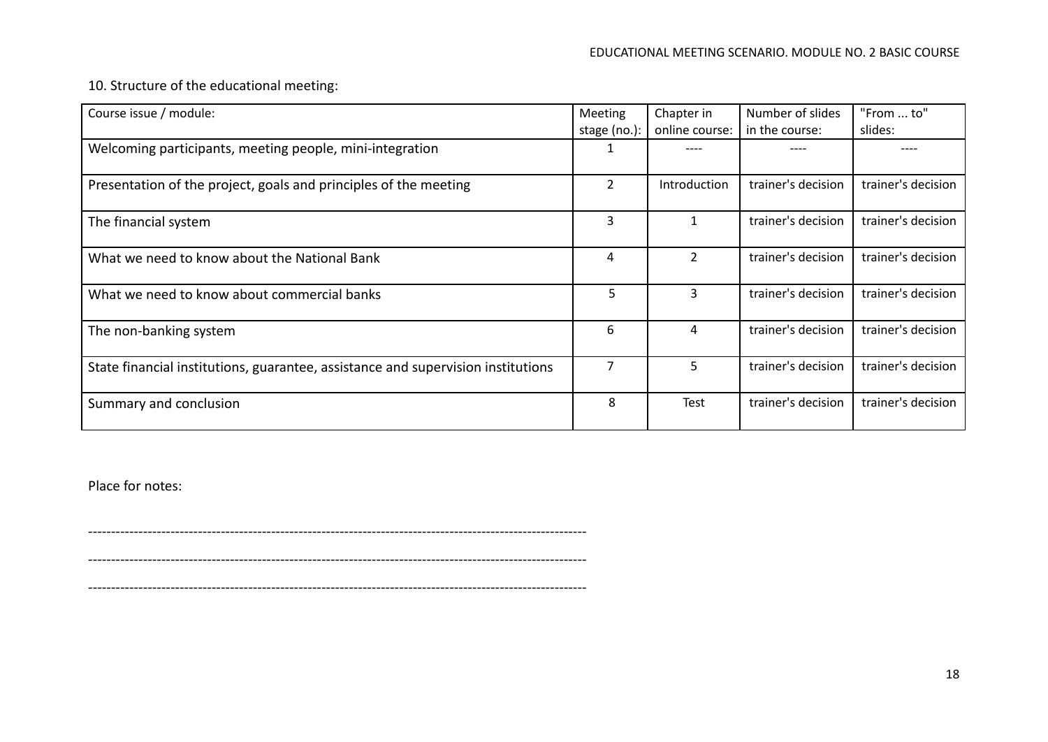10. Structure of the educational meeting:

| Course issue / module: | Meeting stage (no.): | Chapter in online course: | Number of slides in the course: | "From ... to" slides: |
|---|---|---|---|---|
| Welcoming participants, meeting people, mini-integration | 1 | ---- | ---- | ---- |
| Presentation of the project, goals and principles of the meeting | 2 | Introduction | trainer's decision | trainer's decision |
| The financial system | 3 | 1 | trainer's decision | trainer's decision |
| What we need to know about the National Bank | 4 | 2 | trainer's decision | trainer's decision |
| What we need to know about commercial banks | 5 | 3 | trainer's decision | trainer's decision |
| The non-banking system | 6 | 4 | trainer's decision | trainer's decision |
| State financial institutions, guarantee, assistance and supervision institutions | 7 | 5 | trainer's decision | trainer's decision |
| Summary and conclusion | 8 | Test | trainer's decision | trainer's decision |

Place for notes:

------------------------------------------------------------------------------------------------------------

------------------------------------------------------------------------------------------------------------

------------------------------------------------------------------------------------------------------------